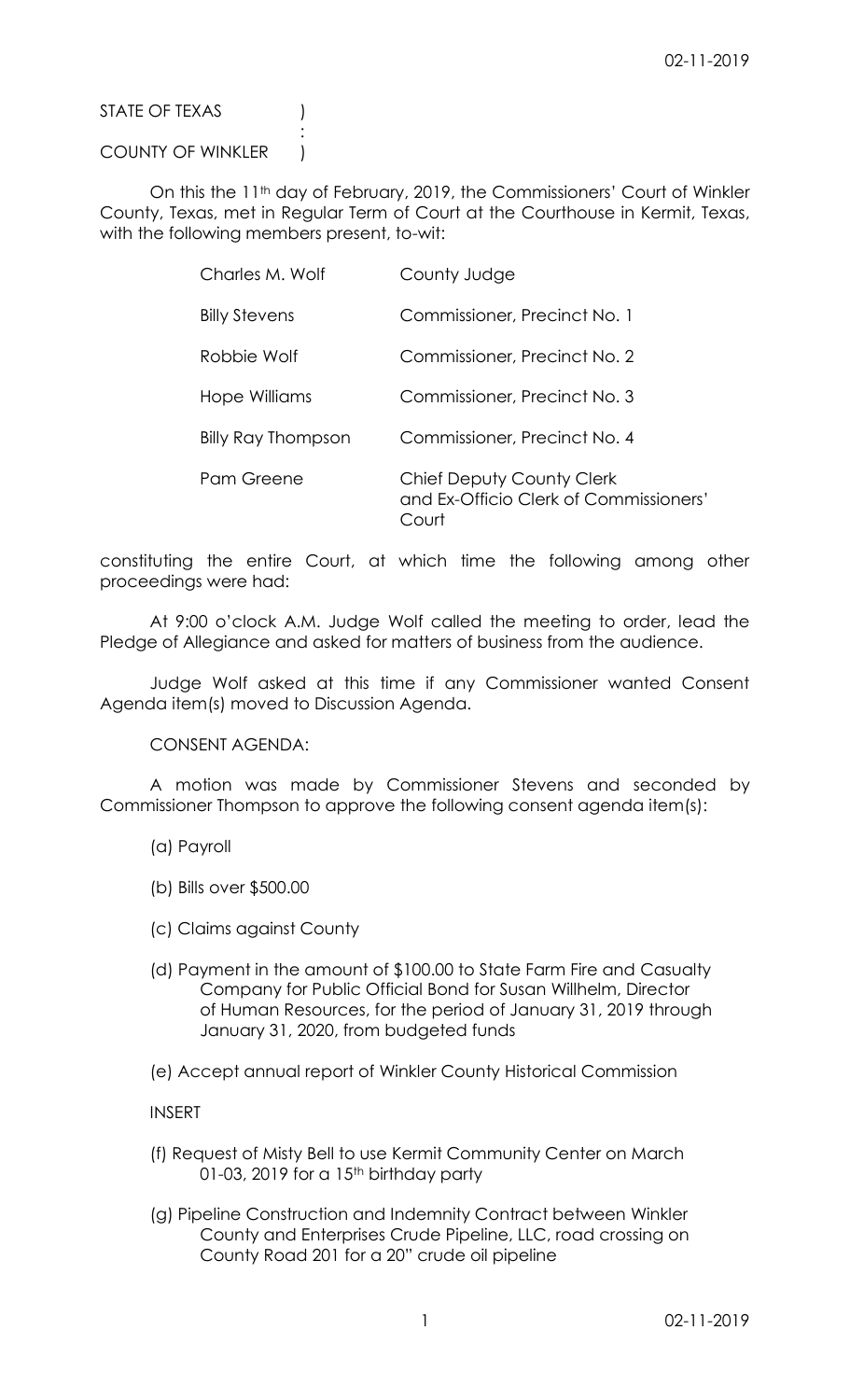STATE OF TEXAS )
:
COUNTY OF WINKLER )

On this the 11th day of February, 2019, the Commissioners' Court of Winkler County, Texas, met in Regular Term of Court at the Courthouse in Kermit, Texas, with the following members present, to-wit:

| | |
|---|---|
| Charles M. Wolf | County Judge |
| Billy Stevens | Commissioner, Precinct No. 1 |
| Robbie Wolf | Commissioner, Precinct No. 2 |
| Hope Williams | Commissioner, Precinct No. 3 |
| Billy Ray Thompson | Commissioner, Precinct No. 4 |
| Pam Greene | Chief Deputy County Clerk and Ex-Officio Clerk of Commissioners' Court |

constituting the entire Court, at which time the following among other proceedings were had:

At 9:00 o'clock A.M. Judge Wolf called the meeting to order, lead the Pledge of Allegiance and asked for matters of business from the audience.

Judge Wolf asked at this time if any Commissioner wanted Consent Agenda item(s) moved to Discussion Agenda.

CONSENT AGENDA:

A motion was made by Commissioner Stevens and seconded by Commissioner Thompson to approve the following consent agenda item(s):

(a) Payroll

(b) Bills over $500.00

(c) Claims against County

(d) Payment in the amount of $100.00 to State Farm Fire and Casualty Company for Public Official Bond for Susan Willhelm, Director of Human Resources, for the period of January 31, 2019 through January 31, 2020, from budgeted funds

(e) Accept annual report of Winkler County Historical Commission

INSERT

(f) Request of Misty Bell to use Kermit Community Center on March 01-03, 2019 for a 15th birthday party

(g) Pipeline Construction and Indemnity Contract between Winkler County and Enterprises Crude Pipeline, LLC, road crossing on County Road 201 for a 20" crude oil pipeline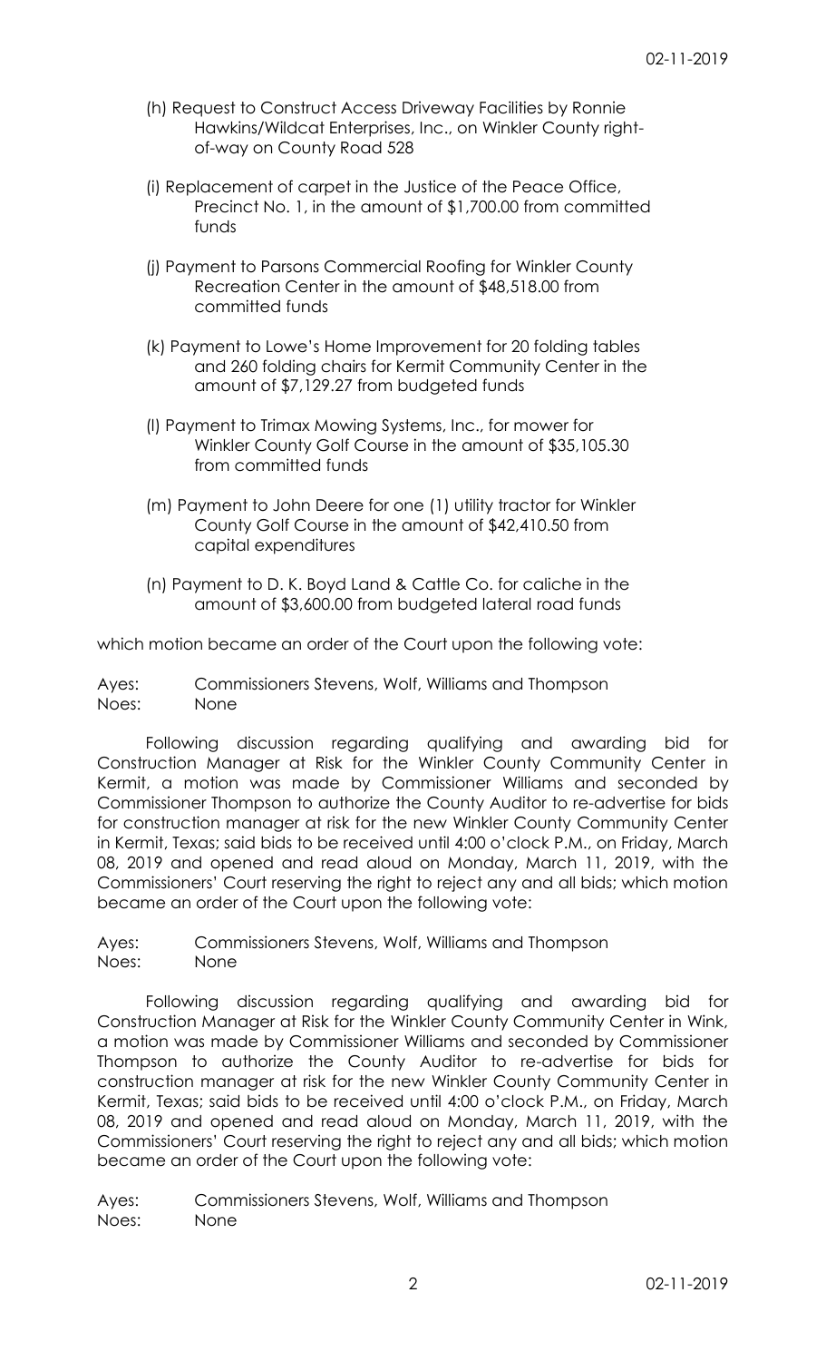(h) Request to Construct Access Driveway Facilities by Ronnie Hawkins/Wildcat Enterprises, Inc., on Winkler County right-of-way on County Road 528

(i) Replacement of carpet in the Justice of the Peace Office, Precinct No. 1, in the amount of $1,700.00 from committed funds

(j) Payment to Parsons Commercial Roofing for Winkler County Recreation Center in the amount of $48,518.00 from committed funds

(k) Payment to Lowe's Home Improvement for 20 folding tables and 260 folding chairs for Kermit Community Center in the amount of $7,129.27 from budgeted funds

(l) Payment to Trimax Mowing Systems, Inc., for mower for Winkler County Golf Course in the amount of $35,105.30 from committed funds

(m) Payment to John Deere for one (1) utility tractor for Winkler County Golf Course in the amount of $42,410.50 from capital expenditures

(n) Payment to D. K. Boyd Land & Cattle Co. for caliche in the amount of $3,600.00 from budgeted lateral road funds

which motion became an order of the Court upon the following vote:

Ayes: Commissioners Stevens, Wolf, Williams and Thompson
Noes: None

Following discussion regarding qualifying and awarding bid for Construction Manager at Risk for the Winkler County Community Center in Kermit, a motion was made by Commissioner Williams and seconded by Commissioner Thompson to authorize the County Auditor to re-advertise for bids for construction manager at risk for the new Winkler County Community Center in Kermit, Texas; said bids to be received until 4:00 o'clock P.M., on Friday, March 08, 2019 and opened and read aloud on Monday, March 11, 2019, with the Commissioners' Court reserving the right to reject any and all bids; which motion became an order of the Court upon the following vote:

Ayes: Commissioners Stevens, Wolf, Williams and Thompson
Noes: None

Following discussion regarding qualifying and awarding bid for Construction Manager at Risk for the Winkler County Community Center in Wink, a motion was made by Commissioner Williams and seconded by Commissioner Thompson to authorize the County Auditor to re-advertise for bids for construction manager at risk for the new Winkler County Community Center in Kermit, Texas; said bids to be received until 4:00 o'clock P.M., on Friday, March 08, 2019 and opened and read aloud on Monday, March 11, 2019, with the Commissioners' Court reserving the right to reject any and all bids; which motion became an order of the Court upon the following vote:

Ayes: Commissioners Stevens, Wolf, Williams and Thompson
Noes: None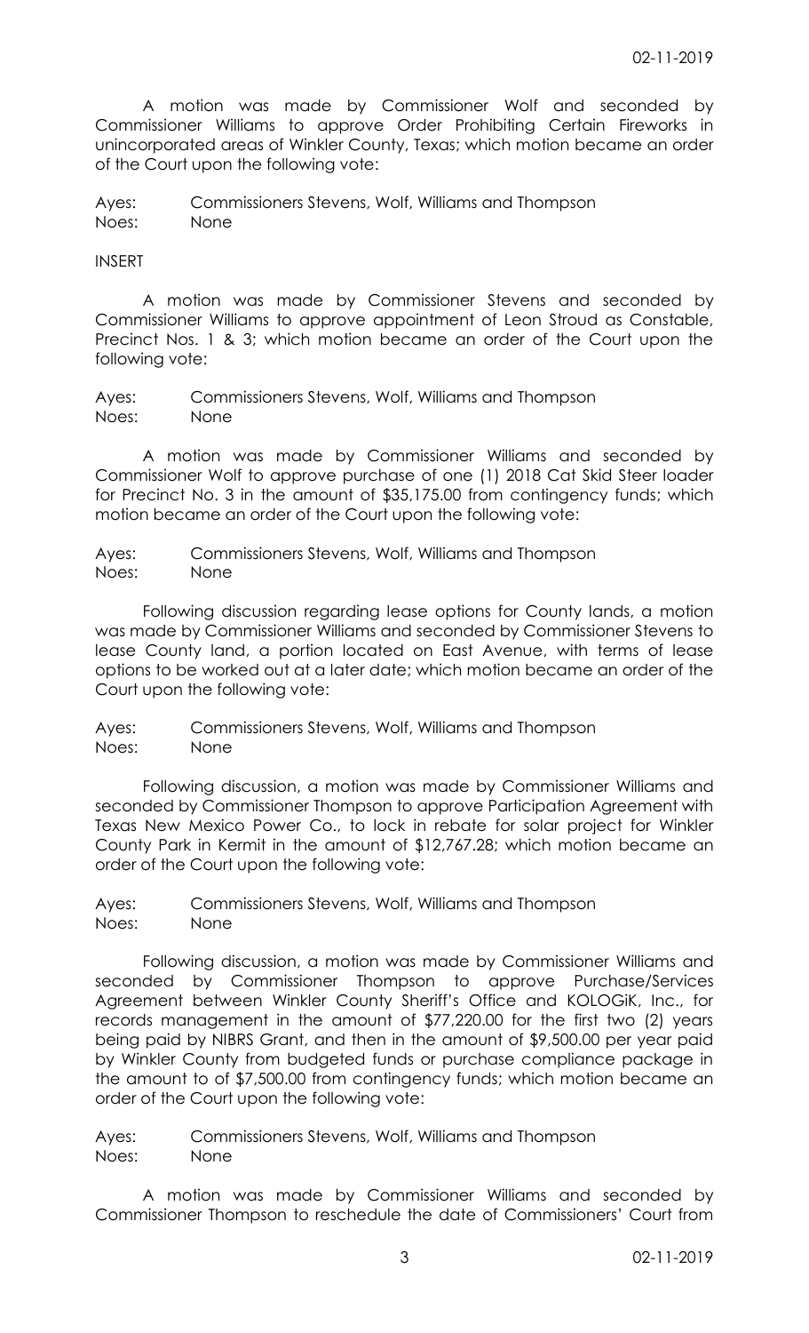A motion was made by Commissioner Wolf and seconded by Commissioner Williams to approve Order Prohibiting Certain Fireworks in unincorporated areas of Winkler County, Texas; which motion became an order of the Court upon the following vote:

Ayes: Commissioners Stevens, Wolf, Williams and Thompson
Noes: None

INSERT

A motion was made by Commissioner Stevens and seconded by Commissioner Williams to approve appointment of Leon Stroud as Constable, Precinct Nos. 1 & 3; which motion became an order of the Court upon the following vote:

Ayes: Commissioners Stevens, Wolf, Williams and Thompson
Noes: None

A motion was made by Commissioner Williams and seconded by Commissioner Wolf to approve purchase of one (1) 2018 Cat Skid Steer loader for Precinct No. 3 in the amount of $35,175.00 from contingency funds; which motion became an order of the Court upon the following vote:

Ayes: Commissioners Stevens, Wolf, Williams and Thompson
Noes: None

Following discussion regarding lease options for County lands, a motion was made by Commissioner Williams and seconded by Commissioner Stevens to lease County land, a portion located on East Avenue, with terms of lease options to be worked out at a later date; which motion became an order of the Court upon the following vote:

Ayes: Commissioners Stevens, Wolf, Williams and Thompson
Noes: None

Following discussion, a motion was made by Commissioner Williams and seconded by Commissioner Thompson to approve Participation Agreement with Texas New Mexico Power Co., to lock in rebate for solar project for Winkler County Park in Kermit in the amount of $12,767.28; which motion became an order of the Court upon the following vote:

Ayes: Commissioners Stevens, Wolf, Williams and Thompson
Noes: None

Following discussion, a motion was made by Commissioner Williams and seconded by Commissioner Thompson to approve Purchase/Services Agreement between Winkler County Sheriff's Office and KOLOGiK, Inc., for records management in the amount of $77,220.00 for the first two (2) years being paid by NIBRS Grant, and then in the amount of $9,500.00 per year paid by Winkler County from budgeted funds or purchase compliance package in the amount to of $7,500.00 from contingency funds; which motion became an order of the Court upon the following vote:

Ayes: Commissioners Stevens, Wolf, Williams and Thompson
Noes: None

A motion was made by Commissioner Williams and seconded by Commissioner Thompson to reschedule the date of Commissioners' Court from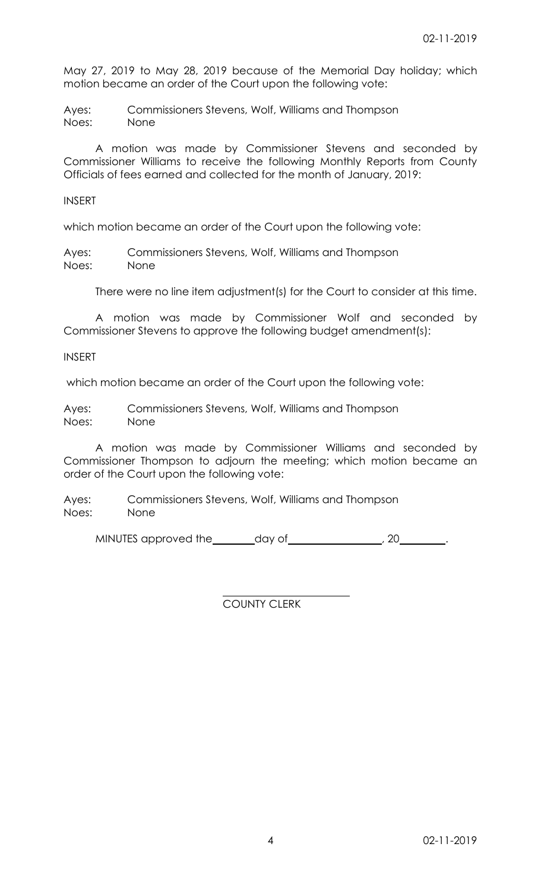May 27, 2019 to May 28, 2019 because of the Memorial Day holiday; which motion became an order of the Court upon the following vote:

Ayes: Commissioners Stevens, Wolf, Williams and Thompson
Noes: None

A motion was made by Commissioner Stevens and seconded by Commissioner Williams to receive the following Monthly Reports from County Officials of fees earned and collected for the month of January, 2019:

INSERT

which motion became an order of the Court upon the following vote:

Ayes: Commissioners Stevens, Wolf, Williams and Thompson
Noes: None

There were no line item adjustment(s) for the Court to consider at this time.

A motion was made by Commissioner Wolf and seconded by Commissioner Stevens to approve the following budget amendment(s):

INSERT

which motion became an order of the Court upon the following vote:

Ayes: Commissioners Stevens, Wolf, Williams and Thompson
Noes: None

A motion was made by Commissioner Williams and seconded by Commissioner Thompson to adjourn the meeting; which motion became an order of the Court upon the following vote:

Ayes: Commissioners Stevens, Wolf, Williams and Thompson
Noes: None

MINUTES approved the ________ day of ________________, 20________.

______________________
COUNTY CLERK